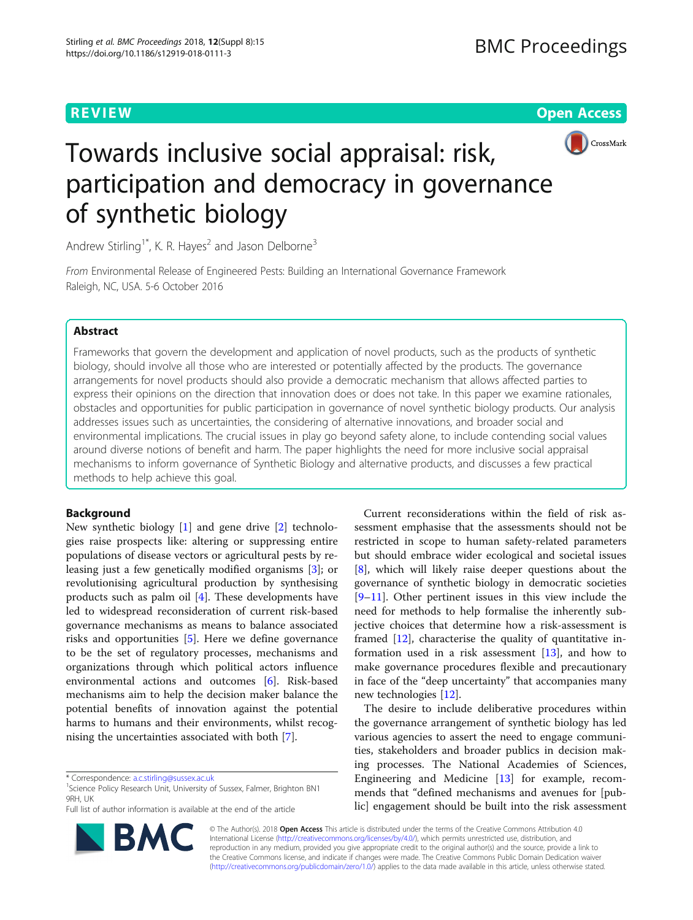REVIEW Open Access

# Towards inclusive social appraisal: risk, participation and democracy in governance of synthetic biology

Andrew Stirling[1*], K. R. Hayes[2] and Jason Delborne[3]

*From* Environmental Release of Engineered Pests: Building an International Governance Framework
Raleigh, NC, USA. 5-6 October 2016

## Abstract

Frameworks that govern the development and application of novel products, such as the products of synthetic biology, should involve all those who are interested or potentially affected by the products. The governance arrangements for novel products should also provide a democratic mechanism that allows affected parties to express their opinions on the direction that innovation does or does not take. In this paper we examine rationales, obstacles and opportunities for public participation in governance of novel synthetic biology products. Our analysis addresses issues such as uncertainties, the considering of alternative innovations, and broader social and environmental implications. The crucial issues in play go beyond safety alone, to include contending social values around diverse notions of benefit and harm. The paper highlights the need for more inclusive social appraisal mechanisms to inform governance of Synthetic Biology and alternative products, and discusses a few practical methods to help achieve this goal.

## Background

New synthetic biology [1] and gene drive [2] technologies raise prospects like: altering or suppressing entire populations of disease vectors or agricultural pests by releasing just a few genetically modified organisms [3]; or revolutionising agricultural production by synthesising products such as palm oil [4]. These developments have led to widespread reconsideration of current risk-based governance mechanisms as means to balance associated risks and opportunities [5]. Here we define governance to be the set of regulatory processes, mechanisms and organizations through which political actors influence environmental actions and outcomes [6]. Risk-based mechanisms aim to help the decision maker balance the potential benefits of innovation against the potential harms to humans and their environments, whilst recognising the uncertainties associated with both [7].

Current reconsiderations within the field of risk assessment emphasise that the assessments should not be restricted in scope to human safety-related parameters but should embrace wider ecological and societal issues [8], which will likely raise deeper questions about the governance of synthetic biology in democratic societies [9–11]. Other pertinent issues in this view include the need for methods to help formalise the inherently subjective choices that determine how a risk-assessment is framed [12], characterise the quality of quantitative information used in a risk assessment [13], and how to make governance procedures flexible and precautionary in face of the "deep uncertainty" that accompanies many new technologies [12].

The desire to include deliberative procedures within the governance arrangement of synthetic biology has led various agencies to assert the need to engage communities, stakeholders and broader publics in decision making processes. The National Academies of Sciences, Engineering and Medicine [13] for example, recommends that "defined mechanisms and avenues for [public] engagement should be built into the risk assessment

\* Correspondence: a.c.stirling@sussex.ac.uk
[1]Science Policy Research Unit, University of Sussex, Falmer, Brighton BN1 9RH, UK
Full list of author information is available at the end of the article

© The Author(s). 2018 **Open Access** This article is distributed under the terms of the Creative Commons Attribution 4.0 International License (http://creativecommons.org/licenses/by/4.0/), which permits unrestricted use, distribution, and reproduction in any medium, provided you give appropriate credit to the original author(s) and the source, provide a link to the Creative Commons license, and indicate if changes were made. The Creative Commons Public Domain Dedication waiver (http://creativecommons.org/publicdomain/zero/1.0/) applies to the data made available in this article, unless otherwise stated.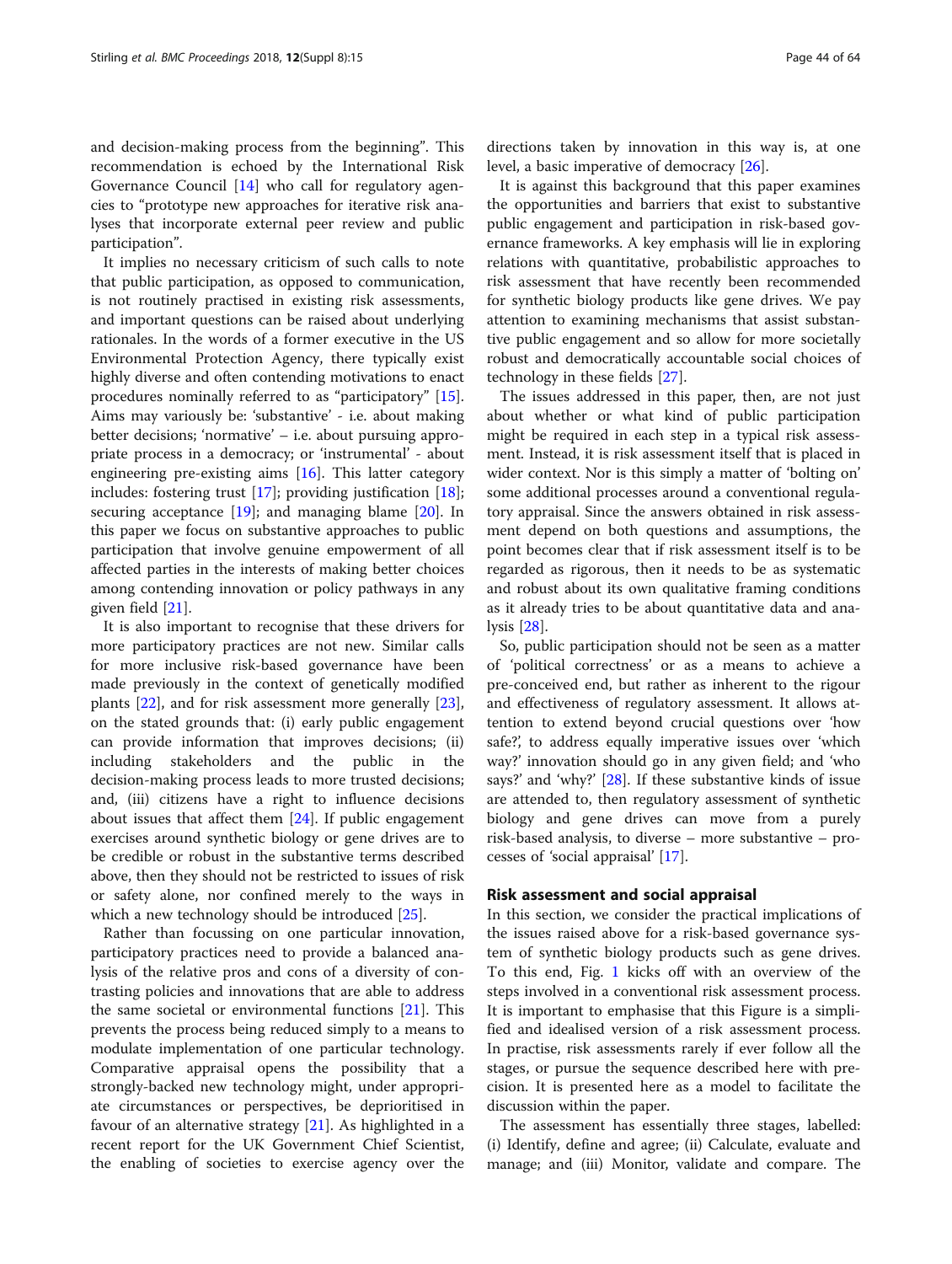and decision-making process from the beginning". This recommendation is echoed by the International Risk Governance Council [14] who call for regulatory agencies to "prototype new approaches for iterative risk analyses that incorporate external peer review and public participation".

It implies no necessary criticism of such calls to note that public participation, as opposed to communication, is not routinely practised in existing risk assessments, and important questions can be raised about underlying rationales. In the words of a former executive in the US Environmental Protection Agency, there typically exist highly diverse and often contending motivations to enact procedures nominally referred to as "participatory" [15]. Aims may variously be: 'substantive' - i.e. about making better decisions; 'normative' – i.e. about pursuing appropriate process in a democracy; or 'instrumental' - about engineering pre-existing aims [16]. This latter category includes: fostering trust [17]; providing justification [18]; securing acceptance [19]; and managing blame [20]. In this paper we focus on substantive approaches to public participation that involve genuine empowerment of all affected parties in the interests of making better choices among contending innovation or policy pathways in any given field [21].

It is also important to recognise that these drivers for more participatory practices are not new. Similar calls for more inclusive risk-based governance have been made previously in the context of genetically modified plants [22], and for risk assessment more generally [23], on the stated grounds that: (i) early public engagement can provide information that improves decisions; (ii) including stakeholders and the public in the decision-making process leads to more trusted decisions; and, (iii) citizens have a right to influence decisions about issues that affect them [24]. If public engagement exercises around synthetic biology or gene drives are to be credible or robust in the substantive terms described above, then they should not be restricted to issues of risk or safety alone, nor confined merely to the ways in which a new technology should be introduced [25].

Rather than focussing on one particular innovation, participatory practices need to provide a balanced analysis of the relative pros and cons of a diversity of contrasting policies and innovations that are able to address the same societal or environmental functions [21]. This prevents the process being reduced simply to a means to modulate implementation of one particular technology. Comparative appraisal opens the possibility that a strongly-backed new technology might, under appropriate circumstances or perspectives, be deprioritised in favour of an alternative strategy [21]. As highlighted in a recent report for the UK Government Chief Scientist, the enabling of societies to exercise agency over the directions taken by innovation in this way is, at one level, a basic imperative of democracy [26].

It is against this background that this paper examines the opportunities and barriers that exist to substantive public engagement and participation in risk-based governance frameworks. A key emphasis will lie in exploring relations with quantitative, probabilistic approaches to risk assessment that have recently been recommended for synthetic biology products like gene drives. We pay attention to examining mechanisms that assist substantive public engagement and so allow for more societally robust and democratically accountable social choices of technology in these fields [27].

The issues addressed in this paper, then, are not just about whether or what kind of public participation might be required in each step in a typical risk assessment. Instead, it is risk assessment itself that is placed in wider context. Nor is this simply a matter of 'bolting on' some additional processes around a conventional regulatory appraisal. Since the answers obtained in risk assessment depend on both questions and assumptions, the point becomes clear that if risk assessment itself is to be regarded as rigorous, then it needs to be as systematic and robust about its own qualitative framing conditions as it already tries to be about quantitative data and analysis [28].

So, public participation should not be seen as a matter of 'political correctness' or as a means to achieve a pre-conceived end, but rather as inherent to the rigour and effectiveness of regulatory assessment. It allows attention to extend beyond crucial questions over 'how safe?', to address equally imperative issues over 'which way?' innovation should go in any given field; and 'who says?' and 'why?' [28]. If these substantive kinds of issue are attended to, then regulatory assessment of synthetic biology and gene drives can move from a purely risk-based analysis, to diverse – more substantive – processes of 'social appraisal' [17].

## Risk assessment and social appraisal

In this section, we consider the practical implications of the issues raised above for a risk-based governance system of synthetic biology products such as gene drives. To this end, Fig. 1 kicks off with an overview of the steps involved in a conventional risk assessment process. It is important to emphasise that this Figure is a simplified and idealised version of a risk assessment process. In practise, risk assessments rarely if ever follow all the stages, or pursue the sequence described here with precision. It is presented here as a model to facilitate the discussion within the paper.

The assessment has essentially three stages, labelled: (i) Identify, define and agree; (ii) Calculate, evaluate and manage; and (iii) Monitor, validate and compare. The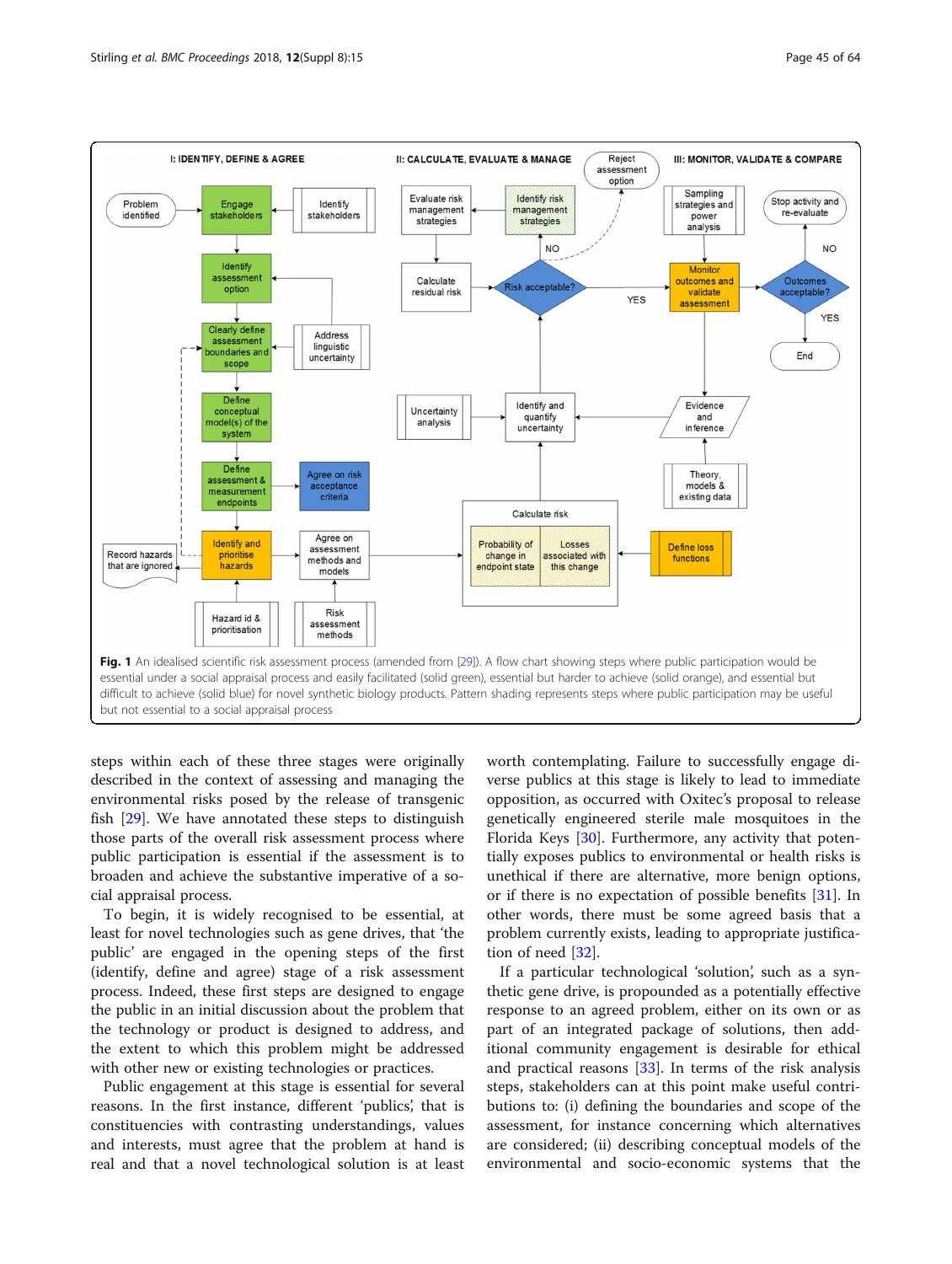I: IDENTIFY, DEFINE & AGREE

II: CALCULATE, EVALUATE & MANAGE

III: MONITOR, VALIDATE & COMPARE

Problem identified

Engage stakeholders

Identify stakeholders

Identify assessment option

Clearly define assessment boundaries and scope

Address linguistic uncertainty

Define conceptual model(s) of the system

Define assessment & measurement endpoints

Agree on risk acceptance criteria

Record hazards that are ignored

Identify and prioritise hazards

Agree on assessment methods and models

Hazard id & prioritisation

Risk assessment methods

Evaluate risk management strategies

Identify risk management strategies

Reject assessment option

Calculate residual risk

Risk acceptable?

NO

YES

Uncertainty analysis

Identify and quantify uncertainty

Calculate risk

Probability of change in endpoint state

Losses associated with this change

Define loss functions

Sampling strategies and power analysis

Monitor outcomes and validate assessment

Outcomes acceptable?

Stop activity and re-evaluate

NO

YES

End

Evidence and inference

Theory, models & existing data

**Fig. 1** An idealised scientific risk assessment process (amended from [29]). A flow chart showing steps where public participation would be essential under a social appraisal process and easily facilitated (solid green), essential but harder to achieve (solid orange), and essential but difficult to achieve (solid blue) for novel synthetic biology products. Pattern shading represents steps where public participation may be useful but not essential to a social appraisal process

steps within each of these three stages were originally described in the context of assessing and managing the environmental risks posed by the release of transgenic fish [29]. We have annotated these steps to distinguish those parts of the overall risk assessment process where public participation is essential if the assessment is to broaden and achieve the substantive imperative of a social appraisal process.

To begin, it is widely recognised to be essential, at least for novel technologies such as gene drives, that 'the public' are engaged in the opening steps of the first (identify, define and agree) stage of a risk assessment process. Indeed, these first steps are designed to engage the public in an initial discussion about the problem that the technology or product is designed to address, and the extent to which this problem might be addressed with other new or existing technologies or practices.

Public engagement at this stage is essential for several reasons. In the first instance, different 'publics', that is constituencies with contrasting understandings, values and interests, must agree that the problem at hand is real and that a novel technological solution is at least worth contemplating. Failure to successfully engage diverse publics at this stage is likely to lead to immediate opposition, as occurred with Oxitec's proposal to release genetically engineered sterile male mosquitoes in the Florida Keys [30]. Furthermore, any activity that potentially exposes publics to environmental or health risks is unethical if there are alternative, more benign options, or if there is no expectation of possible benefits [31]. In other words, there must be some agreed basis that a problem currently exists, leading to appropriate justification of need [32].

If a particular technological 'solution', such as a synthetic gene drive, is propounded as a potentially effective response to an agreed problem, either on its own or as part of an integrated package of solutions, then additional community engagement is desirable for ethical and practical reasons [33]. In terms of the risk analysis steps, stakeholders can at this point make useful contributions to: (i) defining the boundaries and scope of the assessment, for instance concerning which alternatives are considered; (ii) describing conceptual models of the environmental and socio-economic systems that the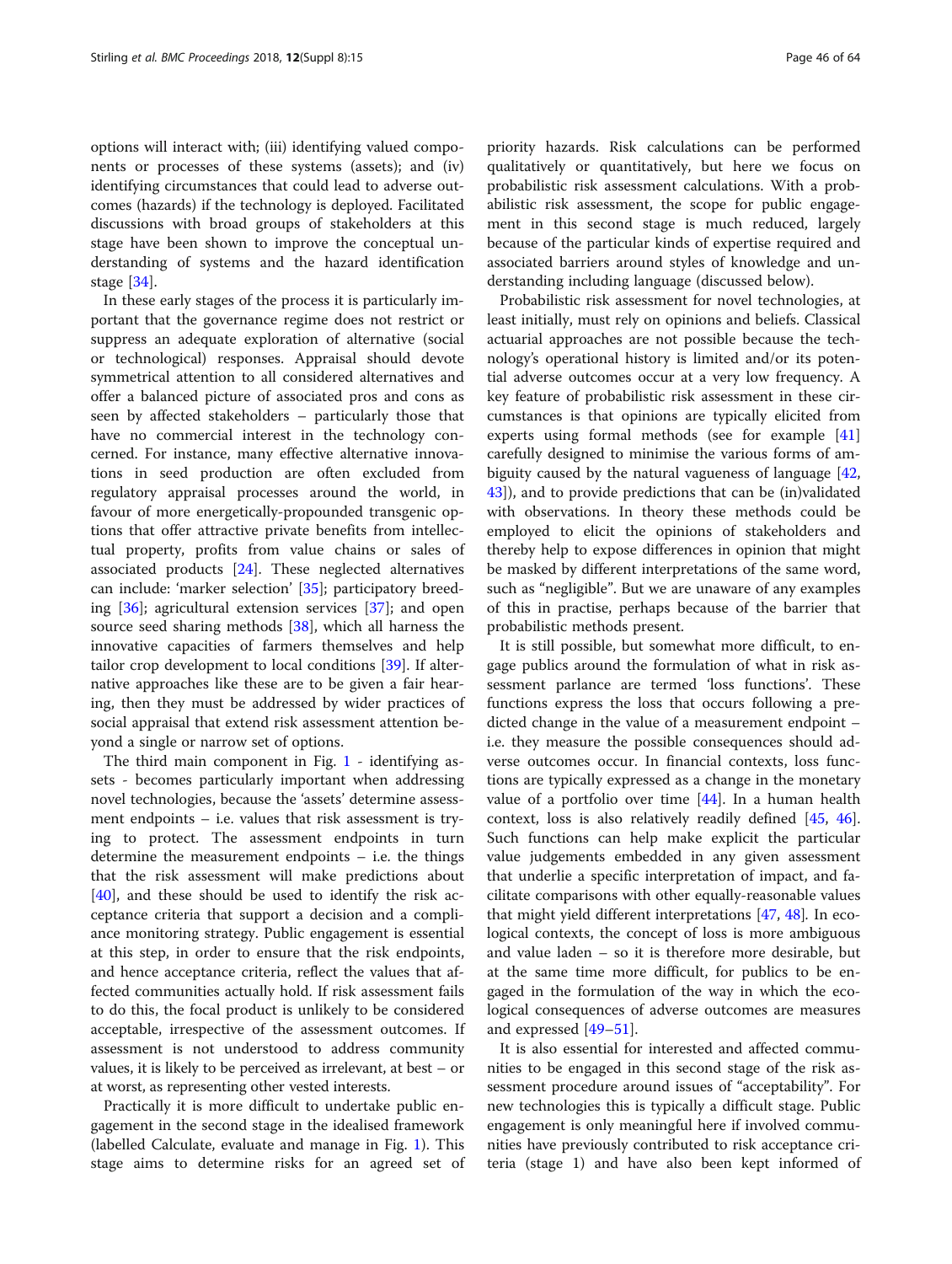options will interact with; (iii) identifying valued components or processes of these systems (assets); and (iv) identifying circumstances that could lead to adverse outcomes (hazards) if the technology is deployed. Facilitated discussions with broad groups of stakeholders at this stage have been shown to improve the conceptual understanding of systems and the hazard identification stage [34].

In these early stages of the process it is particularly important that the governance regime does not restrict or suppress an adequate exploration of alternative (social or technological) responses. Appraisal should devote symmetrical attention to all considered alternatives and offer a balanced picture of associated pros and cons as seen by affected stakeholders – particularly those that have no commercial interest in the technology concerned. For instance, many effective alternative innovations in seed production are often excluded from regulatory appraisal processes around the world, in favour of more energetically-propounded transgenic options that offer attractive private benefits from intellectual property, profits from value chains or sales of associated products [24]. These neglected alternatives can include: 'marker selection' [35]; participatory breeding [36]; agricultural extension services [37]; and open source seed sharing methods [38], which all harness the innovative capacities of farmers themselves and help tailor crop development to local conditions [39]. If alternative approaches like these are to be given a fair hearing, then they must be addressed by wider practices of social appraisal that extend risk assessment attention beyond a single or narrow set of options.

The third main component in Fig. 1 - identifying assets - becomes particularly important when addressing novel technologies, because the 'assets' determine assessment endpoints – i.e. values that risk assessment is trying to protect. The assessment endpoints in turn determine the measurement endpoints – i.e. the things that the risk assessment will make predictions about [40], and these should be used to identify the risk acceptance criteria that support a decision and a compliance monitoring strategy. Public engagement is essential at this step, in order to ensure that the risk endpoints, and hence acceptance criteria, reflect the values that affected communities actually hold. If risk assessment fails to do this, the focal product is unlikely to be considered acceptable, irrespective of the assessment outcomes. If assessment is not understood to address community values, it is likely to be perceived as irrelevant, at best – or at worst, as representing other vested interests.

Practically it is more difficult to undertake public engagement in the second stage in the idealised framework (labelled Calculate, evaluate and manage in Fig. 1). This stage aims to determine risks for an agreed set of priority hazards. Risk calculations can be performed qualitatively or quantitatively, but here we focus on probabilistic risk assessment calculations. With a probabilistic risk assessment, the scope for public engagement in this second stage is much reduced, largely because of the particular kinds of expertise required and associated barriers around styles of knowledge and understanding including language (discussed below).

Probabilistic risk assessment for novel technologies, at least initially, must rely on opinions and beliefs. Classical actuarial approaches are not possible because the technology's operational history is limited and/or its potential adverse outcomes occur at a very low frequency. A key feature of probabilistic risk assessment in these circumstances is that opinions are typically elicited from experts using formal methods (see for example [41] carefully designed to minimise the various forms of ambiguity caused by the natural vagueness of language [42, 43]), and to provide predictions that can be (in)validated with observations. In theory these methods could be employed to elicit the opinions of stakeholders and thereby help to expose differences in opinion that might be masked by different interpretations of the same word, such as "negligible". But we are unaware of any examples of this in practise, perhaps because of the barrier that probabilistic methods present.

It is still possible, but somewhat more difficult, to engage publics around the formulation of what in risk assessment parlance are termed 'loss functions'. These functions express the loss that occurs following a predicted change in the value of a measurement endpoint – i.e. they measure the possible consequences should adverse outcomes occur. In financial contexts, loss functions are typically expressed as a change in the monetary value of a portfolio over time [44]. In a human health context, loss is also relatively readily defined [45, 46]. Such functions can help make explicit the particular value judgements embedded in any given assessment that underlie a specific interpretation of impact, and facilitate comparisons with other equally-reasonable values that might yield different interpretations [47, 48]. In ecological contexts, the concept of loss is more ambiguous and value laden – so it is therefore more desirable, but at the same time more difficult, for publics to be engaged in the formulation of the way in which the ecological consequences of adverse outcomes are measures and expressed [49–51].

It is also essential for interested and affected communities to be engaged in this second stage of the risk assessment procedure around issues of "acceptability". For new technologies this is typically a difficult stage. Public engagement is only meaningful here if involved communities have previously contributed to risk acceptance criteria (stage 1) and have also been kept informed of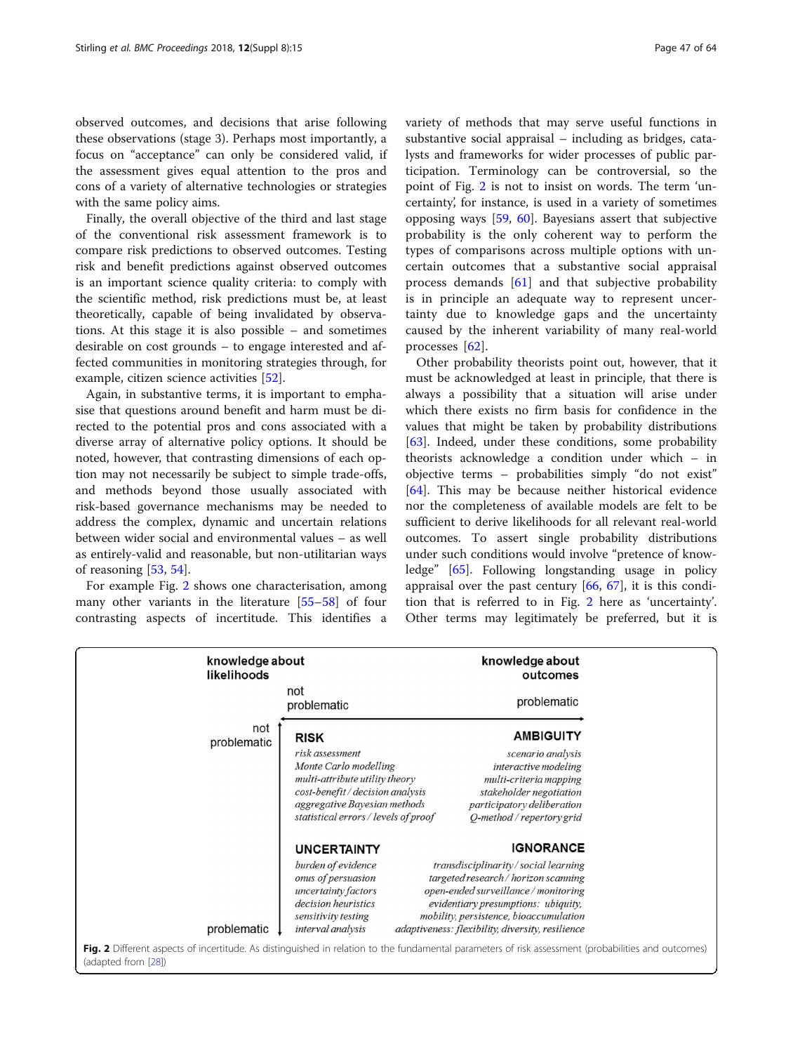observed outcomes, and decisions that arise following these observations (stage 3). Perhaps most importantly, a focus on "acceptance" can only be considered valid, if the assessment gives equal attention to the pros and cons of a variety of alternative technologies or strategies with the same policy aims.

Finally, the overall objective of the third and last stage of the conventional risk assessment framework is to compare risk predictions to observed outcomes. Testing risk and benefit predictions against observed outcomes is an important science quality criteria: to comply with the scientific method, risk predictions must be, at least theoretically, capable of being invalidated by observations. At this stage it is also possible – and sometimes desirable on cost grounds – to engage interested and affected communities in monitoring strategies through, for example, citizen science activities [52].

Again, in substantive terms, it is important to emphasise that questions around benefit and harm must be directed to the potential pros and cons associated with a diverse array of alternative policy options. It should be noted, however, that contrasting dimensions of each option may not necessarily be subject to simple trade-offs, and methods beyond those usually associated with risk-based governance mechanisms may be needed to address the complex, dynamic and uncertain relations between wider social and environmental values – as well as entirely-valid and reasonable, but non-utilitarian ways of reasoning [53, 54].

For example Fig. 2 shows one characterisation, among many other variants in the literature [55–58] of four contrasting aspects of incertitude. This identifies a variety of methods that may serve useful functions in substantive social appraisal – including as bridges, catalysts and frameworks for wider processes of public participation. Terminology can be controversial, so the point of Fig. 2 is not to insist on words. The term 'uncertainty', for instance, is used in a variety of sometimes opposing ways [59, 60]. Bayesians assert that subjective probability is the only coherent way to perform the types of comparisons across multiple options with uncertain outcomes that a substantive social appraisal process demands [61] and that subjective probability is in principle an adequate way to represent uncertainty due to knowledge gaps and the uncertainty caused by the inherent variability of many real-world processes [62].

Other probability theorists point out, however, that it must be acknowledged at least in principle, that there is always a possibility that a situation will arise under which there exists no firm basis for confidence in the values that might be taken by probability distributions [63]. Indeed, under these conditions, some probability theorists acknowledge a condition under which – in objective terms – probabilities simply "do not exist" [64]. This may be because neither historical evidence nor the completeness of available models are felt to be sufficient to derive likelihoods for all relevant real-world outcomes. To assert single probability distributions under such conditions would involve "pretence of knowledge" [65]. Following longstanding usage in policy appraisal over the past century [66, 67], it is this condition that is referred to in Fig. 2 here as 'uncertainty'. Other terms may legitimately be preferred, but it is

| knowledge about likelihoods ↓ / knowledge about outcomes → | not problematic | problematic |
|---|---|---|
| **not problematic** | **RISK**<br>*risk assessment*<br>*Monte Carlo modelling*<br>*multi-attribute utility theory*<br>*cost-benefit / decision analysis*<br>*aggregative Bayesian methods*<br>*statistical errors / levels of proof* | **AMBIGUITY**<br>*scenario analysis*<br>*interactive modeling*<br>*multi-criteria mapping*<br>*stakeholder negotiation*<br>*participatory deliberation*<br>*Q-method / repertory grid* |
| **problematic** | **UNCERTAINTY**<br>*burden of evidence*<br>*onus of persuasion*<br>*uncertainty factors*<br>*decision heuristics*<br>*sensitivity testing*<br>*interval analysis* | **IGNORANCE**<br>*transdisciplinarity / social learning*<br>*targeted research / horizon scanning*<br>*open-ended surveillance / monitoring*<br>*evidentiary presumptions: ubiquity, mobility, persistence, bioaccumulation*<br>*adaptiveness: flexibility, diversity, resilience* |

**Fig. 2** Different aspects of incertitude. As distinguished in relation to the fundamental parameters of risk assessment (probabilities and outcomes) (adapted from [28])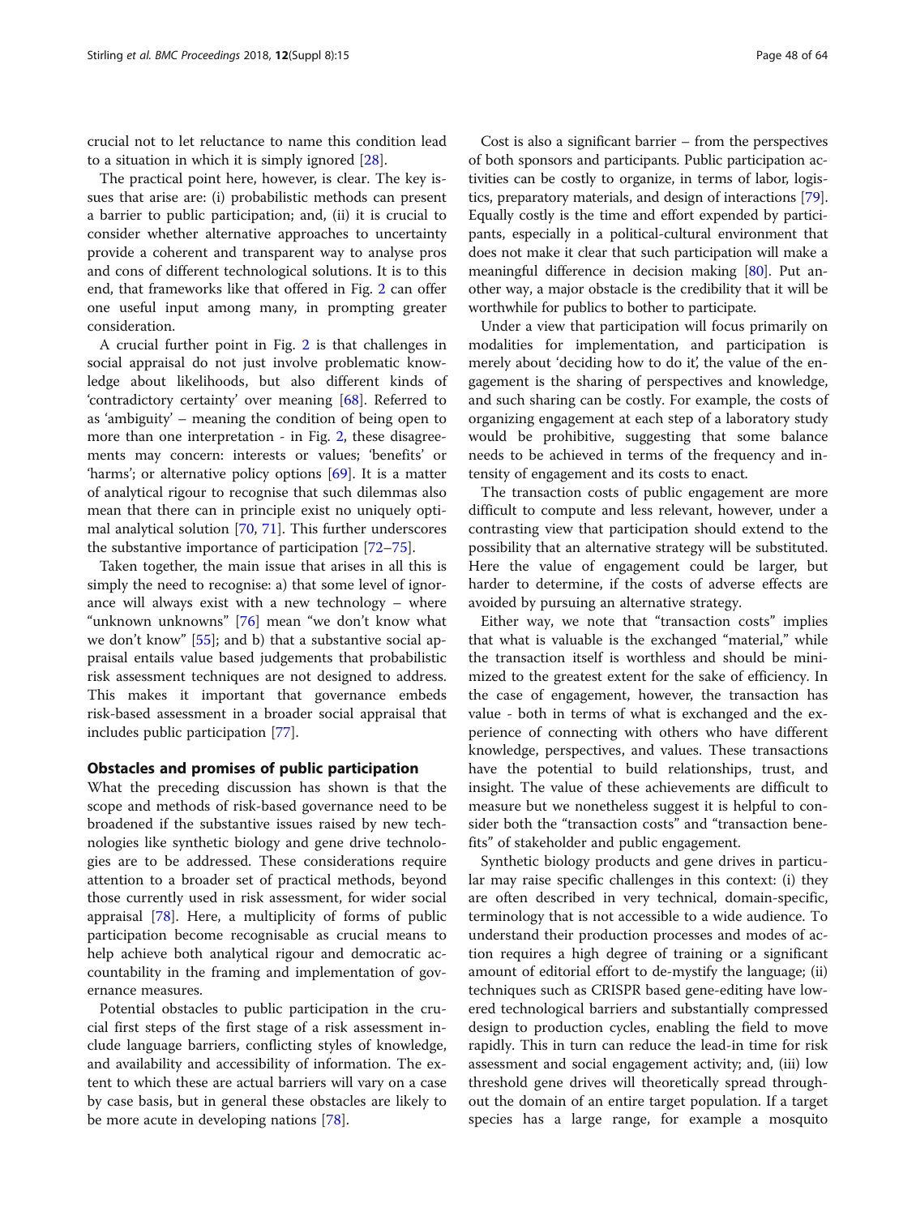crucial not to let reluctance to name this condition lead to a situation in which it is simply ignored [28].

The practical point here, however, is clear. The key issues that arise are: (i) probabilistic methods can present a barrier to public participation; and, (ii) it is crucial to consider whether alternative approaches to uncertainty provide a coherent and transparent way to analyse pros and cons of different technological solutions. It is to this end, that frameworks like that offered in Fig. 2 can offer one useful input among many, in prompting greater consideration.

A crucial further point in Fig. 2 is that challenges in social appraisal do not just involve problematic knowledge about likelihoods, but also different kinds of 'contradictory certainty' over meaning [68]. Referred to as 'ambiguity' – meaning the condition of being open to more than one interpretation - in Fig. 2, these disagreements may concern: interests or values; 'benefits' or 'harms'; or alternative policy options [69]. It is a matter of analytical rigour to recognise that such dilemmas also mean that there can in principle exist no uniquely optimal analytical solution [70, 71]. This further underscores the substantive importance of participation [72–75].

Taken together, the main issue that arises in all this is simply the need to recognise: a) that some level of ignorance will always exist with a new technology – where "unknown unknowns" [76] mean "we don't know what we don't know" [55]; and b) that a substantive social appraisal entails value based judgements that probabilistic risk assessment techniques are not designed to address. This makes it important that governance embeds risk-based assessment in a broader social appraisal that includes public participation [77].

## Obstacles and promises of public participation

What the preceding discussion has shown is that the scope and methods of risk-based governance need to be broadened if the substantive issues raised by new technologies like synthetic biology and gene drive technologies are to be addressed. These considerations require attention to a broader set of practical methods, beyond those currently used in risk assessment, for wider social appraisal [78]. Here, a multiplicity of forms of public participation become recognisable as crucial means to help achieve both analytical rigour and democratic accountability in the framing and implementation of governance measures.

Potential obstacles to public participation in the crucial first steps of the first stage of a risk assessment include language barriers, conflicting styles of knowledge, and availability and accessibility of information. The extent to which these are actual barriers will vary on a case by case basis, but in general these obstacles are likely to be more acute in developing nations [78].

Cost is also a significant barrier – from the perspectives of both sponsors and participants. Public participation activities can be costly to organize, in terms of labor, logistics, preparatory materials, and design of interactions [79]. Equally costly is the time and effort expended by participants, especially in a political-cultural environment that does not make it clear that such participation will make a meaningful difference in decision making [80]. Put another way, a major obstacle is the credibility that it will be worthwhile for publics to bother to participate.

Under a view that participation will focus primarily on modalities for implementation, and participation is merely about 'deciding how to do it', the value of the engagement is the sharing of perspectives and knowledge, and such sharing can be costly. For example, the costs of organizing engagement at each step of a laboratory study would be prohibitive, suggesting that some balance needs to be achieved in terms of the frequency and intensity of engagement and its costs to enact.

The transaction costs of public engagement are more difficult to compute and less relevant, however, under a contrasting view that participation should extend to the possibility that an alternative strategy will be substituted. Here the value of engagement could be larger, but harder to determine, if the costs of adverse effects are avoided by pursuing an alternative strategy.

Either way, we note that "transaction costs" implies that what is valuable is the exchanged "material," while the transaction itself is worthless and should be minimized to the greatest extent for the sake of efficiency. In the case of engagement, however, the transaction has value - both in terms of what is exchanged and the experience of connecting with others who have different knowledge, perspectives, and values. These transactions have the potential to build relationships, trust, and insight. The value of these achievements are difficult to measure but we nonetheless suggest it is helpful to consider both the "transaction costs" and "transaction benefits" of stakeholder and public engagement.

Synthetic biology products and gene drives in particular may raise specific challenges in this context: (i) they are often described in very technical, domain-specific, terminology that is not accessible to a wide audience. To understand their production processes and modes of action requires a high degree of training or a significant amount of editorial effort to de-mystify the language; (ii) techniques such as CRISPR based gene-editing have lowered technological barriers and substantially compressed design to production cycles, enabling the field to move rapidly. This in turn can reduce the lead-in time for risk assessment and social engagement activity; and, (iii) low threshold gene drives will theoretically spread throughout the domain of an entire target population. If a target species has a large range, for example a mosquito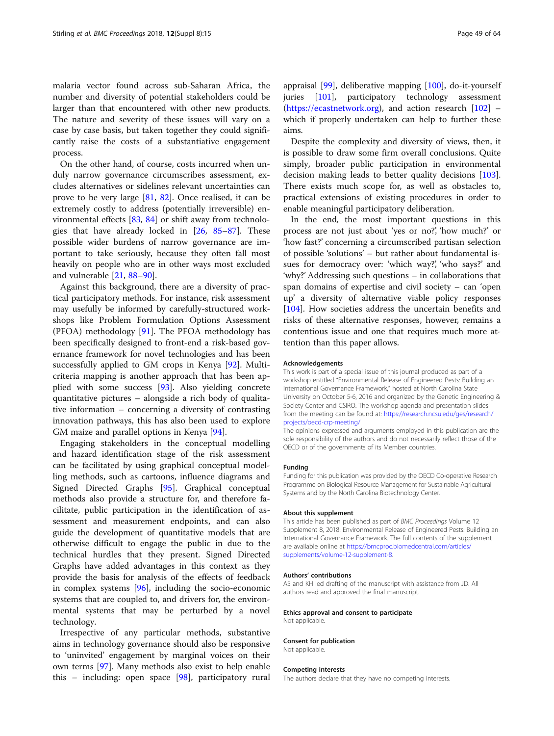malaria vector found across sub-Saharan Africa, the number and diversity of potential stakeholders could be larger than that encountered with other new products. The nature and severity of these issues will vary on a case by case basis, but taken together they could significantly raise the costs of a substantiative engagement process.

On the other hand, of course, costs incurred when unduly narrow governance circumscribes assessment, excludes alternatives or sidelines relevant uncertainties can prove to be very large [81, 82]. Once realised, it can be extremely costly to address (potentially irreversible) environmental effects [83, 84] or shift away from technologies that have already locked in [26, 85–87]. These possible wider burdens of narrow governance are important to take seriously, because they often fall most heavily on people who are in other ways most excluded and vulnerable [21, 88–90].

Against this background, there are a diversity of practical participatory methods. For instance, risk assessment may usefully be informed by carefully-structured workshops like Problem Formulation Options Assessment (PFOA) methodology [91]. The PFOA methodology has been specifically designed to front-end a risk-based governance framework for novel technologies and has been successfully applied to GM crops in Kenya [92]. Multi-criteria mapping is another approach that has been applied with some success [93]. Also yielding concrete quantitative pictures – alongside a rich body of qualitative information – concerning a diversity of contrasting innovation pathways, this has also been used to explore GM maize and parallel options in Kenya [94].

Engaging stakeholders in the conceptual modelling and hazard identification stage of the risk assessment can be facilitated by using graphical conceptual modelling methods, such as cartoons, influence diagrams and Signed Directed Graphs [95]. Graphical conceptual methods also provide a structure for, and therefore facilitate, public participation in the identification of assessment and measurement endpoints, and can also guide the development of quantitative models that are otherwise difficult to engage the public in due to the technical hurdles that they present. Signed Directed Graphs have added advantages in this context as they provide the basis for analysis of the effects of feedback in complex systems [96], including the socio-economic systems that are coupled to, and drivers for, the environmental systems that may be perturbed by a novel technology.

Irrespective of any particular methods, substantive aims in technology governance should also be responsive to 'uninvited' engagement by marginal voices on their own terms [97]. Many methods also exist to help enable this – including: open space [98], participatory rural appraisal [99], deliberative mapping [100], do-it-yourself juries [101], participatory technology assessment (https://ecastnetwork.org), and action research [102] – which if properly undertaken can help to further these aims.

Despite the complexity and diversity of views, then, it is possible to draw some firm overall conclusions. Quite simply, broader public participation in environmental decision making leads to better quality decisions [103]. There exists much scope for, as well as obstacles to, practical extensions of existing procedures in order to enable meaningful participatory deliberation.

In the end, the most important questions in this process are not just about 'yes or no?', 'how much?' or 'how fast?' concerning a circumscribed partisan selection of possible 'solutions' – but rather about fundamental issues for democracy over: 'which way?', 'who says?' and 'why?' Addressing such questions – in collaborations that span domains of expertise and civil society – can 'open up' a diversity of alternative viable policy responses [104]. How societies address the uncertain benefits and risks of these alternative responses, however, remains a contentious issue and one that requires much more attention than this paper allows.

#### Acknowledgements

This work is part of a special issue of this journal produced as part of a workshop entitled "Environmental Release of Engineered Pests: Building an International Governance Framework," hosted at North Carolina State University on October 5-6, 2016 and organized by the Genetic Engineering & Society Center and CSIRO. The workshop agenda and presentation slides from the meeting can be found at: https://research.ncsu.edu/ges/research/projects/oecd-crp-meeting/

The opinions expressed and arguments employed in this publication are the sole responsibility of the authors and do not necessarily reflect those of the OECD or of the governments of its Member countries.

#### Funding

Funding for this publication was provided by the OECD Co-operative Research Programme on Biological Resource Management for Sustainable Agricultural Systems and by the North Carolina Biotechnology Center.

#### About this supplement

This article has been published as part of *BMC Proceedings* Volume 12 Supplement 8, 2018: Environmental Release of Engineered Pests: Building an International Governance Framework. The full contents of the supplement are available online at https://bmcproc.biomedcentral.com/articles/supplements/volume-12-supplement-8.

#### Authors' contributions

AS and KH led drafting of the manuscript with assistance from JD. All authors read and approved the final manuscript.

#### Ethics approval and consent to participate

Not applicable.

#### Consent for publication

Not applicable.

#### Competing interests

The authors declare that they have no competing interests.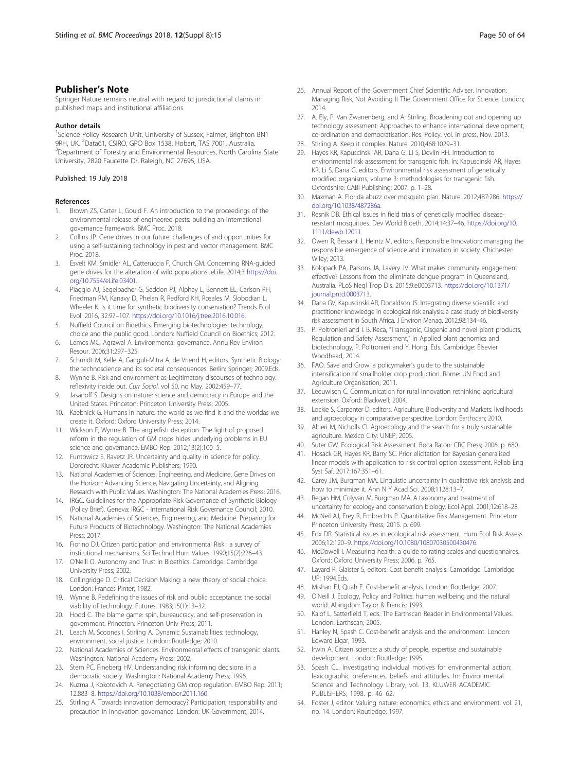## Publisher's Note

Springer Nature remains neutral with regard to jurisdictional claims in published maps and institutional affiliations.

### Author details

[1]Science Policy Research Unit, University of Sussex, Falmer, Brighton BN1 9RH, UK. [2]Data61, CSIRO, GPO Box 1538, Hobart, TAS 7001, Australia. [3]Department of Forestry and Environmental Resources, North Carolina State University, 2820 Faucette Dr, Raleigh, NC 27695, USA.

Published: 19 July 2018

### References

1. Brown ZS, Carter L, Gould F. An introduction to the proceedings of the environmental release of engineered pests: building an international governance framework. BMC Proc. 2018.
2. Collins JP. Gene drives in our future: challenges of and opportunities for using a self-sustaining technology in pest and vector management. BMC Proc. 2018.
3. Esvelt KM, Smidler AL, Catteruccia F, Church GM. Concerning RNA-guided gene drives for the alteration of wild populations. eLife. 2014;3 https://doi.org/10.7554/eLife.03401.
4. Piaggio AJ, Segelbacher G, Seddon PJ, Alphey L, Bennett EL, Carlson RH, Friedman RM, Kanavy D, Phelan R, Redford KH, Rosales M, Slobodian L, Wheeler K. Is it time for synthetic biodiversity conservation? Trends Ecol Evol. 2016, 32:97–107. https://doi.org/10.1016/j.tree.2016.10.016.
5. Nuffield Council on Bioethics. Emerging biotechnologies: technology, choice and the public good. London: Nuffield Council on Bioethics; 2012.
6. Lemos MC, Agrawal A. Environmental governance. Annu Rev Environ Resour. 2006;31:297–325.
7. Schmidt M, Kelle A, Ganguli-Mitra A, de Vriend H, editors. Synthetic Biology: the technoscience and its societal consequences. Berlin: Springer; 2009.Eds.
8. Wynne B. Risk and environment as Legitimatory discourses of technology: reflexivity inside out. *Curr Sociol*, vol 50, no May. 2002:459–77.
9. Jasanoff S. Designs on nature: science and democracy in Europe and the United States. Princeton: Princeton University Press; 2005.
10. Kaebnick G. Humans in nature: the world as we find it and the worldas we create it. Oxford: Oxford University Press; 2014.
11. Wickson F, Wynne B. The anglerfish deception. The light of proposed reform in the regulation of GM crops hides underlying problems in EU science and governance. EMBO Rep. 2012;13(2):100–5.
12. Funtowicz S, Ravetz JR. Uncertainty and quality in science for policy. Dordrecht: Kluwer Academic Publishers; 1990.
13. National Academies of Sciences, Engineering, and Medicine. Gene Drives on the Horizon: Advancing Science, Navigating Uncertainty, and Aligning Research with Public Values. Washington: The National Academies Press; 2016.
14. IRGC. Guidelines for the Appropriate Risk Governance of Synthetic Biology (Policy Brief). Geneva: IRGC - International Risk Governance Council; 2010.
15. National Academies of Sciences, Engineering, and Medicine. Preparing for Future Products of Biotechnology. Washington: The National Academies Press; 2017.
16. Fiorino DJ. Citizen participation and environmental Risk : a survey of institutional mechanisms. Sci Technol Hum Values. 1990;15(2):226–43.
17. O'Neill O. Autonomy and Trust in Bioethics. Cambridge: Cambridge University Press; 2002.
18. Collingridge D. Critical Decision Making: a new theory of social choice. London: Frances Pinter; 1982.
19. Wynne B. Redefining the issues of risk and public acceptance: the social viability of technology. Futures. 1983;15(1):13–32.
20. Hood C. The blame game: spin, bureaucracy, and self-preservation in government. Princeton: Princeton Univ Press; 2011.
21. Leach M, Scoones I, Stirling A. Dynamic Sustainabilities: technology, environment, social justice. London: Routledge; 2010.
22. National Academies of Sciences. Environmental effects of transgenic plants. Washington: National Academy Press; 2002.
23. Stern PC, Fineberg HV. Understanding risk informing decisions in a democratic society. Washington: National Academy Press; 1996.
24. Kuzma J, Kokotovich A. Renegotiating GM crop regulation. EMBO Rep. 2011; 12:883–8. https://doi.org/10.1038/embor.2011.160.
25. Stirling A. Towards innovation democracy? Participation, responsibility and precaution in innovation governance. London: UK Government; 2014.
26. Annual Report of the Government Chief Scientific Adviser. Innovation: Managing Risk, Not Avoiding It The Government Office for Science, London; 2014.
27. A. Ely, P. Van Zwanenberg, and A. Stirling. Broadening out and opening up technology assessment: Approaches to enhance international development, co-ordination and democratisation. Res. Policy. vol. in press, Nov. 2013.
28. Stirling A. Keep it complex. Nature. 2010;468:1029–31.
29. Hayes KR, Kapuscinski AR, Dana G, Li S, Devlin RH. Introduction to environmental risk assessment for transgenic fish. In: Kapuscinski AR, Hayes KR, Li S, Dana G, editors. Environmental risk assessment of genetically modified organisms, volume 3: methodologies for transgenic fish. Oxfordshire: CABI Publishing; 2007. p. 1–28.
30. Maxman A. Florida abuzz over mosquito plan. Nature. 2012;487:286. https://doi.org/10.1038/487286a.
31. Resnik DB. Ethical issues in field trials of genetically modified disease-resistant mosquitoes. Dev World Bioeth. 2014;14:37–46. https://doi.org/10.1111/dewb.12011.
32. Owen R, Bessant J, Heintz M, editors. Responsible Innovation: managing the responsible emergence of science and innovation in society. Chichester: Wiley; 2013.
33. Kolopack PA, Parsons JA, Lavery JV. What makes community engagement effective? Lessons from the eliminate dengue program in Queensland, Australia. PLoS Negl Trop Dis. 2015;9:e0003713. https://doi.org/10.1371/journal.pntd.0003713.
34. Dana GV, Kapuscinski AR, Donaldson JS. Integrating diverse scientific and practitioner knowledge in ecological risk analysis: a case study of biodiversity risk assessment in South Africa. J Environ Manag. 2012;98:134–46.
35. P. Poltronieri and I. B. Reca, "Transgenic, Cisgenic and novel plant products, Regulation and Safety Assessment," in Applied plant genomics and biotechnology, P. Poltronieri and Y. Hong, Eds. Cambridge: Elsevier Woodhead, 2014.
36. FAO. Save and Grow: a policymaker's guide to the sustainable intensification of smallholder crop production. Rome: UN Food and Agriculture Organisation; 2011.
37. Leeuwisen C. Communication for rural innovation rethinking agricultural extension. Oxford: Blackwell; 2004.
38. Lockie S, Carpenter D, editors. Agriculture, Biodiversity and Markets: livelihoods and agroecology in comparative perspective. London: Earthscan; 2010.
39. Altieri M, Nicholls CI. Agroecology and the search for a truly sustainable agriculture. Mexico City: UNEP; 2005.
40. Suter GW. Ecological Risk Assessment. Boca Raton: CRC Press; 2006. p. 680.
41. Hosack GR, Hayes KR, Barry SC. Prior elicitation for Bayesian generalised linear models with application to risk control option assessment. Reliab Eng Syst Saf. 2017;167:351–61.
42. Carey JM, Burgman MA. Linguistic uncertainty in qualitative risk analysis and how to minimize it. Ann N Y Acad Sci. 2008;1128:13–7.
43. Regan HM, Colyvan M, Burgman MA. A taxonomy and treatment of uncertainty for ecology and conservation biology. Ecol Appl. 2001;12:618–28.
44. McNeil AJ, Frey R, Embrechts P. Quantitative Risk Management. Princeton: Princeton University Press; 2015. p. 699.
45. Fox DR. Statistical issues in ecological risk assessment. Hum Ecol Risk Assess. 2006;12:120–9. https://doi.org/10.1080/10807030500430476.
46. McDowell I. Measuring health: a guide to rating scales and questionnaires. Oxford: Oxford University Press; 2006. p. 765.
47. Layard R, Glaister S, editors. Cost benefit analysis. Cambridge: Cambridge UP; 1994.Eds.
48. Mishan EJ, Quah E. Cost-benefit analysis. London: Routledge; 2007.
49. O'Neill J. Ecology, Policy and Politics: human wellbeing and the natural world. Abingdon: Taylor & Francis; 1993.
50. Kalof L, Satterfield T, eds. The Earthscan Reader in Environmental Values. London: Earthscan; 2005.
51. Hanley N, Spash C. Cost-benefit analysis and the environment. London: Edward Elgar; 1993.
52. Irwin A. Citizen science: a study of people, expertise and sustainable development. London: Routledge; 1995.
53. Spash CL. Investigating individual motives for environmental action: lexicographic preferences, beliefs and attitudes. In: Environmental Science and Technology Library, vol. 13, KLUWER ACADEMIC PUBLISHERS; 1998. p. 46–62.
54. Foster J, editor. Valuing nature: economics, ethics and environment, vol. 21, no. 14. London: Routledge; 1997.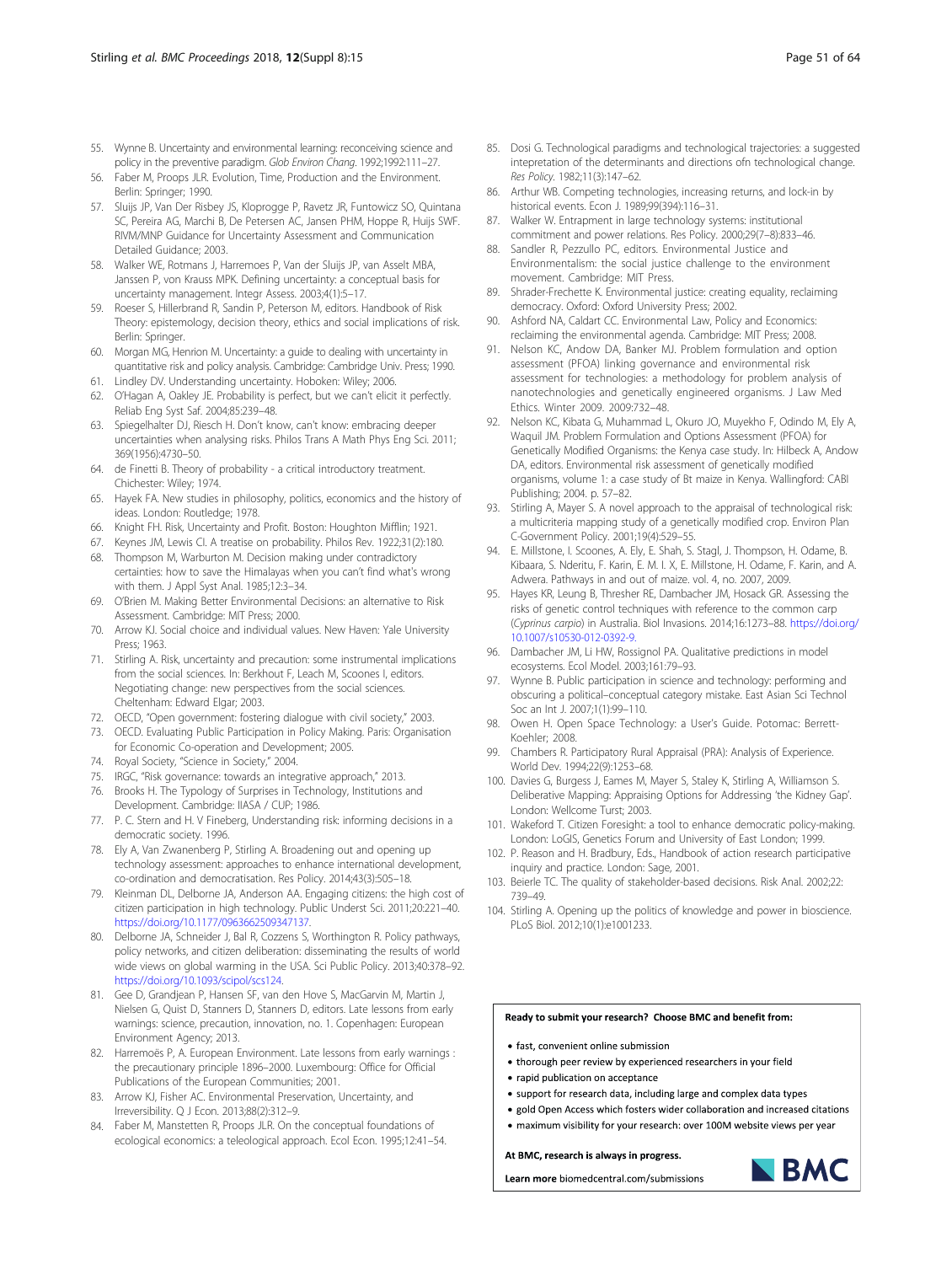55. Wynne B. Uncertainty and environmental learning: reconceiving science and policy in the preventive paradigm. *Glob Environ Chang*. 1992;1992:111–27.
56. Faber M, Proops JLR. Evolution, Time, Production and the Environment. Berlin: Springer; 1990.
57. Sluijs JP, Van Der Risbey JS, Kloprogge P, Ravetz JR, Funtowicz SO, Quintana SC, Pereira AG, Marchi B, De Petersen AC, Jansen PHM, Hoppe R, Huijs SWF. RIVM/MNP Guidance for Uncertainty Assessment and Communication Detailed Guidance; 2003.
58. Walker WE, Rotmans J, Harremoes P, Van der Sluijs JP, van Asselt MBA, Janssen P, von Krauss MPK. Defining uncertainty: a conceptual basis for uncertainty management. Integr Assess. 2003;4(1):5–17.
59. Roeser S, Hillerbrand R, Sandin P, Peterson M, editors. Handbook of Risk Theory: epistemology, decision theory, ethics and social implications of risk. Berlin: Springer.
60. Morgan MG, Henrion M. Uncertainty: a guide to dealing with uncertainty in quantitative risk and policy analysis. Cambridge: Cambridge Univ. Press; 1990.
61. Lindley DV. Understanding uncertainty. Hoboken: Wiley; 2006.
62. O'Hagan A, Oakley JE. Probability is perfect, but we can't elicit it perfectly. Reliab Eng Syst Saf. 2004;85:239–48.
63. Spiegelhalter DJ, Riesch H. Don't know, can't know: embracing deeper uncertainties when analysing risks. Philos Trans A Math Phys Eng Sci. 2011; 369(1956):4730–50.
64. de Finetti B. Theory of probability - a critical introductory treatment. Chichester: Wiley; 1974.
65. Hayek FA. New studies in philosophy, politics, economics and the history of ideas. London: Routledge; 1978.
66. Knight FH. Risk, Uncertainty and Profit. Boston: Houghton Mifflin; 1921.
67. Keynes JM, Lewis CI. A treatise on probability. Philos Rev. 1922;31(2):180.
68. Thompson M, Warburton M. Decision making under contradictory certainties: how to save the Himalayas when you can't find what's wrong with them. J Appl Syst Anal. 1985;12:3–34.
69. O'Brien M. Making Better Environmental Decisions: an alternative to Risk Assessment. Cambridge: MIT Press; 2000.
70. Arrow KJ. Social choice and individual values. New Haven: Yale University Press; 1963.
71. Stirling A. Risk, uncertainty and precaution: some instrumental implications from the social sciences. In: Berkhout F, Leach M, Scoones I, editors. Negotiating change: new perspectives from the social sciences. Cheltenham: Edward Elgar; 2003.
72. OECD, "Open government: fostering dialogue with civil society," 2003.
73. OECD. Evaluating Public Participation in Policy Making. Paris: Organisation for Economic Co-operation and Development; 2005.
74. Royal Society, "Science in Society," 2004.
75. IRGC, "Risk governance: towards an integrative approach," 2013.
76. Brooks H. The Typology of Surprises in Technology, Institutions and Development. Cambridge: IIASA / CUP; 1986.
77. P. C. Stern and H. V Fineberg, Understanding risk: informing decisions in a democratic society. 1996.
78. Ely A, Van Zwanenberg P, Stirling A. Broadening out and opening up technology assessment: approaches to enhance international development, co-ordination and democratisation. Res Policy. 2014;43(3):505–18.
79. Kleinman DL, Delborne JA, Anderson AA. Engaging citizens: the high cost of citizen participation in high technology. Public Underst Sci. 2011;20:221–40. https://doi.org/10.1177/0963662509347137.
80. Delborne JA, Schneider J, Bal R, Cozzens S, Worthington R. Policy pathways, policy networks, and citizen deliberation: disseminating the results of world wide views on global warming in the USA. Sci Public Policy. 2013;40:378–92. https://doi.org/10.1093/scipol/scs124.
81. Gee D, Grandjean P, Hansen SF, van den Hove S, MacGarvin M, Martin J, Nielsen G, Quist D, Stanners D, Stanners D, editors. Late lessons from early warnings: science, precaution, innovation, no. 1. Copenhagen: European Environment Agency; 2013.
82. Harremoës P, A. European Environment. Late lessons from early warnings : the precautionary principle 1896–2000. Luxembourg: Office for Official Publications of the European Communities; 2001.
83. Arrow KJ, Fisher AC. Environmental Preservation, Uncertainty, and Irreversibility. Q J Econ. 2013;88(2):312–9.
84. Faber M, Manstetten R, Proops JLR. On the conceptual foundations of ecological economics: a teleological approach. Ecol Econ. 1995;12:41–54.
85. Dosi G. Technological paradigms and technological trajectories: a suggested intepretation of the determinants and directions ofn technological change. *Res Policy*. 1982;11(3):147–62.
86. Arthur WB. Competing technologies, increasing returns, and lock-in by historical events. Econ J. 1989;99(394):116–31.
87. Walker W. Entrapment in large technology systems: institutional commitment and power relations. Res Policy. 2000;29(7–8):833–46.
88. Sandler R, Pezzullo PC, editors. Environmental Justice and Environmentalism: the social justice challenge to the environment movement. Cambridge: MIT Press.
89. Shrader-Frechette K. Environmental justice: creating equality, reclaiming democracy. Oxford: Oxford University Press; 2002.
90. Ashford NA, Caldart CC. Environmental Law, Policy and Economics: reclaiming the environmental agenda. Cambridge: MIT Press; 2008.
91. Nelson KC, Andow DA, Banker MJ. Problem formulation and option assessment (PFOA) linking governance and environmental risk assessment for technologies: a methodology for problem analysis of nanotechnologies and genetically engineered organisms. J Law Med Ethics. Winter 2009. 2009:732–48.
92. Nelson KC, Kibata G, Muhammad L, Okuro JO, Muyekho F, Odindo M, Ely A, Waquil JM. Problem Formulation and Options Assessment (PFOA) for Genetically Modified Organisms: the Kenya case study. In: Hilbeck A, Andow DA, editors. Environmental risk assessment of genetically modified organisms, volume 1: a case study of Bt maize in Kenya. Wallingford: CABI Publishing; 2004. p. 57–82.
93. Stirling A, Mayer S. A novel approach to the appraisal of technological risk: a multicriteria mapping study of a genetically modified crop. Environ Plan C-Government Policy. 2001;19(4):529–55.
94. E. Millstone, I. Scoones, A. Ely, E. Shah, S. Stagl, J. Thompson, H. Odame, B. Kibaara, S. Nderitu, F. Karin, E. M. I. X, E. Millstone, H. Odame, F. Karin, and A. Adwera. Pathways in and out of maize. vol. 4, no. 2007, 2009.
95. Hayes KR, Leung B, Thresher RE, Dambacher JM, Hosack GR. Assessing the risks of genetic control techniques with reference to the common carp (*Cyprinus carpio*) in Australia. Biol Invasions. 2014;16:1273–88. https://doi.org/10.1007/s10530-012-0392-9.
96. Dambacher JM, Li HW, Rossignol PA. Qualitative predictions in model ecosystems. Ecol Model. 2003;161:79–93.
97. Wynne B. Public participation in science and technology: performing and obscuring a political–conceptual category mistake. East Asian Sci Technol Soc an Int J. 2007;1(1):99–110.
98. Owen H. Open Space Technology: a User's Guide. Potomac: Berrett-Koehler; 2008.
99. Chambers R. Participatory Rural Appraisal (PRA): Analysis of Experience. World Dev. 1994;22(9):1253–68.
100. Davies G, Burgess J, Eames M, Mayer S, Staley K, Stirling A, Williamson S. Deliberative Mapping: Appraising Options for Addressing 'the Kidney Gap'. London: Wellcome Turst; 2003.
101. Wakeford T. Citizen Foresight: a tool to enhance democratic policy-making. London: LoGIS, Genetics Forum and University of East London; 1999.
102. P. Reason and H. Bradbury, Eds., Handbook of action research participative inquiry and practice. London: Sage, 2001.
103. Beierle TC. The quality of stakeholder-based decisions. Risk Anal. 2002;22: 739–49.
104. Stirling A. Opening up the politics of knowledge and power in bioscience. PLoS Biol. 2012;10(1):e1001233.

**Ready to submit your research? Choose BMC and benefit from:**

- fast, convenient online submission
- thorough peer review by experienced researchers in your field
- rapid publication on acceptance
- support for research data, including large and complex data types
- gold Open Access which fosters wider collaboration and increased citations
- maximum visibility for your research: over 100M website views per year

**At BMC, research is always in progress.**

**Learn more** biomedcentral.com/submissions

BMC